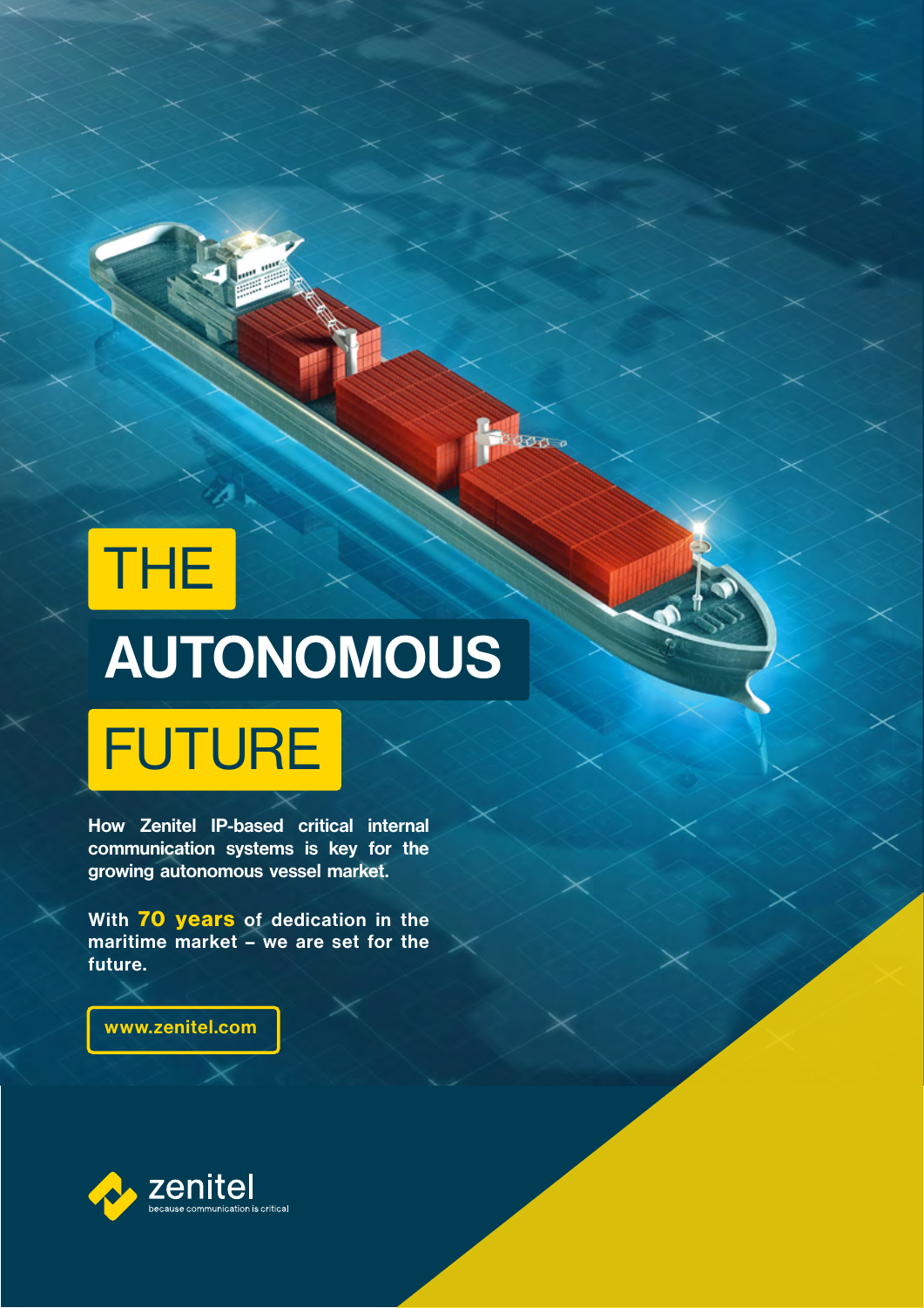# THE AUTONOMOUS FUTURE

**How Zenitel IP-based critical internal communication systems is key for the growing autonomous vessel market.**

**With 70 years of dedication in the maritime market – we are set for the future.**

**www.zenitel.com**

zenitel
because communication is critical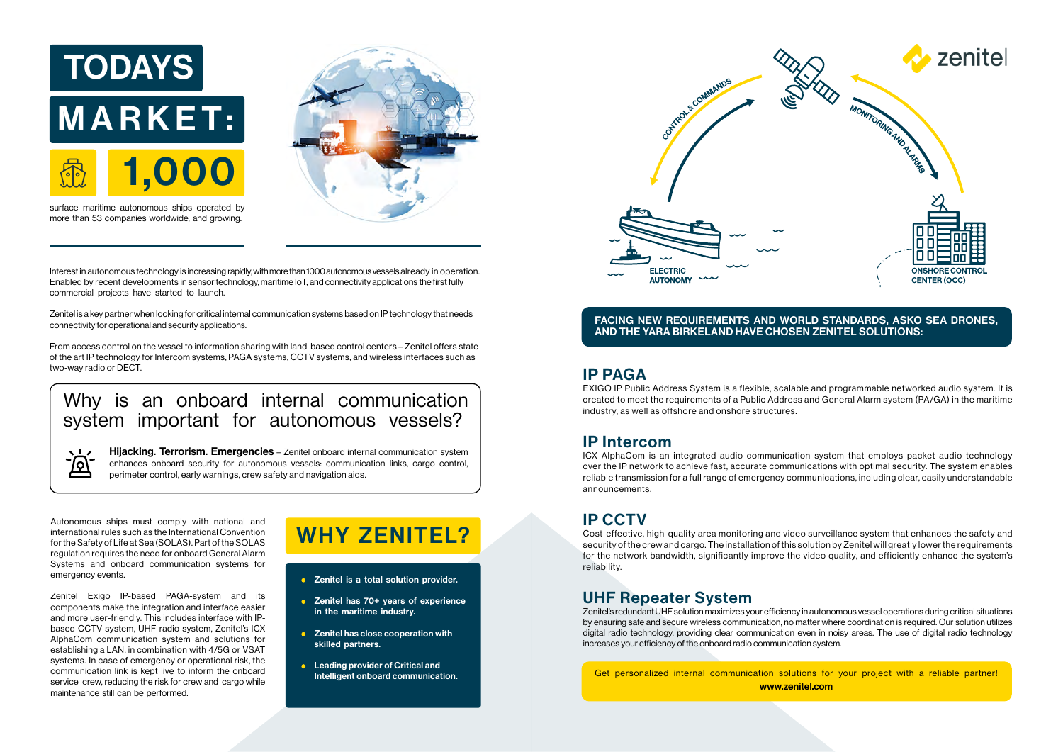# TODAYS MARKET: 1,000

surface maritime autonomous ships operated by more than 53 companies worldwide, and growing.

Interest in autonomous technology is increasing rapidly, with more than 1000 autonomous vessels already in operation. Enabled by recent developments in sensor technology, maritime IoT, and connectivity applications the first fully commercial projects have started to launch.

Zenitel is a key partner when looking for critical internal communication systems based on IP technology that needs connectivity for operational and security applications.

From access control on the vessel to information sharing with land-based control centers – Zenitel offers state of the art IP technology for Intercom systems, PAGA systems, CCTV systems, and wireless interfaces such as two-way radio or DECT.

## Why is an onboard internal communication system important for autonomous vessels?

**Hijacking. Terrorism. Emergencies** – Zenitel onboard internal communication system enhances onboard security for autonomous vessels: communication links, cargo control, perimeter control, early warnings, crew safety and navigation aids.

Autonomous ships must comply with national and international rules such as the International Convention for the Safety of Life at Sea (SOLAS). Part of the SOLAS regulation requires the need for onboard General Alarm Systems and onboard communication systems for emergency events.

Zenitel Exigo IP-based PAGA-system and its components make the integration and interface easier and more user-friendly. This includes interface with IP-based CCTV system, UHF-radio system, Zenitel's ICX AlphaCom communication system and solutions for establishing a LAN, in combination with 4/5G or VSAT systems. In case of emergency or operational risk, the communication link is kept live to inform the onboard service crew, reducing the risk for crew and cargo while maintenance still can be performed.

## WHY ZENITEL?

- **Zenitel is a total solution provider.**
- **Zenitel has 70+ years of experience in the maritime industry.**
- **Zenitel has close cooperation with skilled partners.**
- **Leading provider of Critical and Intelligent onboard communication.**

zenitel

CONTROL & COMMANDS — MONITORING AND ALARMS — ELECTRIC AUTONOMY — ONSHORE CONTROL CENTER (OCC)

**FACING NEW REQUIREMENTS AND WORLD STANDARDS, ASKO SEA DRONES, AND THE YARA BIRKELAND HAVE CHOSEN ZENITEL SOLUTIONS:**

## IP PAGA

EXIGO IP Public Address System is a flexible, scalable and programmable networked audio system. It is created to meet the requirements of a Public Address and General Alarm system (PA/GA) in the maritime industry, as well as offshore and onshore structures.

## IP Intercom

ICX AlphaCom is an integrated audio communication system that employs packet audio technology over the IP network to achieve fast, accurate communications with optimal security. The system enables reliable transmission for a full range of emergency communications, including clear, easily understandable announcements.

## IP CCTV

Cost-effective, high-quality area monitoring and video surveillance system that enhances the safety and security of the crew and cargo. The installation of this solution by Zenitel will greatly lower the requirements for the network bandwidth, significantly improve the video quality, and efficiently enhance the system's reliability.

## UHF Repeater System

Zenitel's redundant UHF solution maximizes your efficiency in autonomous vessel operations during critical situations by ensuring safe and secure wireless communication, no matter where coordination is required. Our solution utilizes digital radio technology, providing clear communication even in noisy areas. The use of digital radio technology increases your efficiency of the onboard radio communication system.

Get personalized internal communication solutions for your project with a reliable partner!
**www.zenitel.com**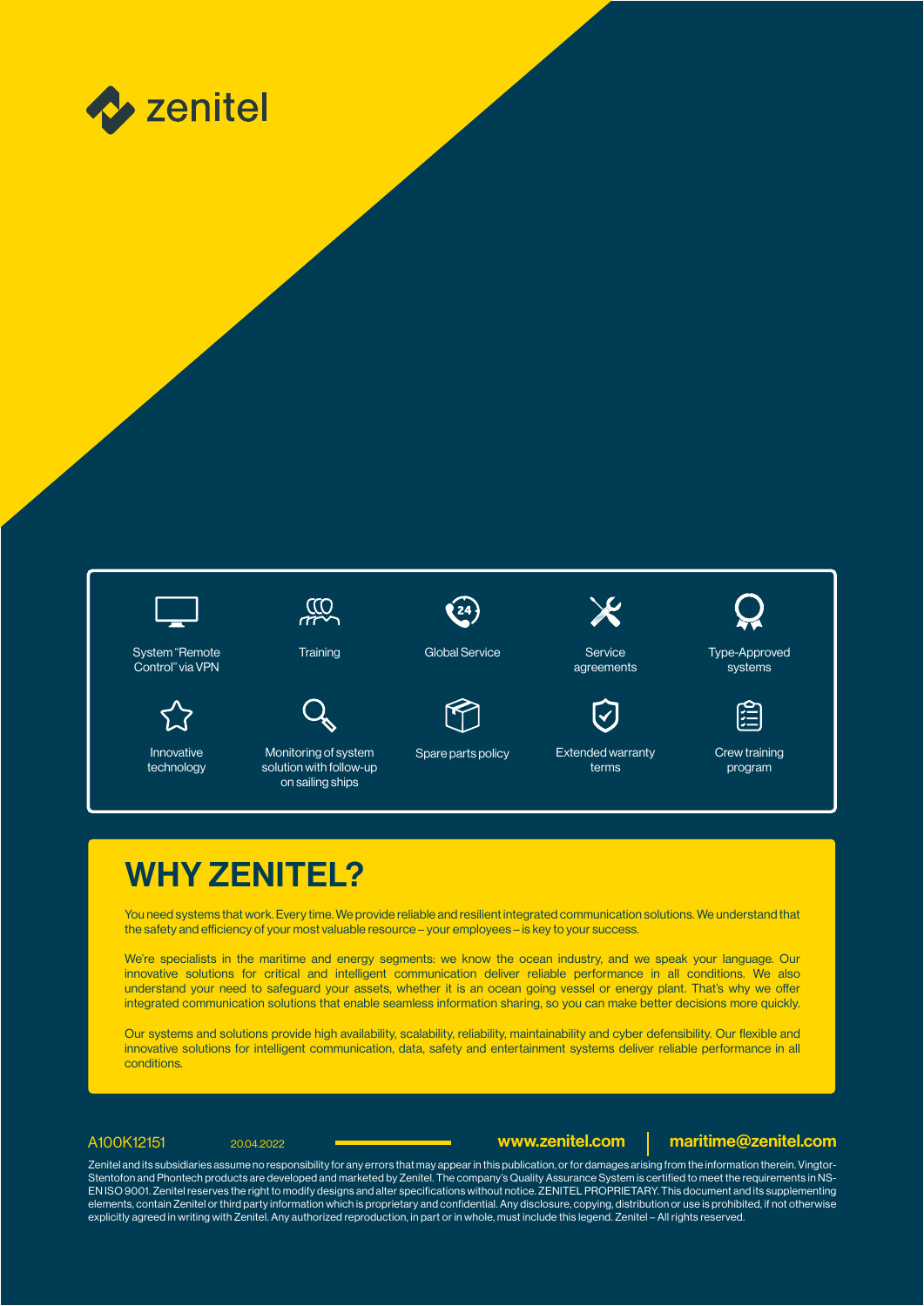zenitel

System "Remote Control" via VPN

Training

Global Service

Service agreements

Type-Approved systems

Innovative technology

Monitoring of system solution with follow-up on sailing ships

Spare parts policy

Extended warranty terms

Crew training program

# WHY ZENITEL?

You need systems that work. Every time. We provide reliable and resilient integrated communication solutions. We understand that the safety and efficiency of your most valuable resource – your employees – is key to your success.

We're specialists in the maritime and energy segments: we know the ocean industry, and we speak your language. Our innovative solutions for critical and intelligent communication deliver reliable performance in all conditions. We also understand your need to safeguard your assets, whether it is an ocean going vessel or energy plant. That's why we offer integrated communication solutions that enable seamless information sharing, so you can make better decisions more quickly.

Our systems and solutions provide high availability, scalability, reliability, maintainability and cyber defensibility. Our flexible and innovative solutions for intelligent communication, data, safety and entertainment systems deliver reliable performance in all conditions.

A100K12151 20.04.2022

**www.zenitel.com** | **maritime@zenitel.com**

Zenitel and its subsidiaries assume no responsibility for any errors that may appear in this publication, or for damages arising from the information therein. Vingtor-Stentofon and Phontech products are developed and marketed by Zenitel. The company's Quality Assurance System is certified to meet the requirements in NS-EN ISO 9001. Zenitel reserves the right to modify designs and alter specifications without notice. ZENITEL PROPRIETARY. This document and its supplementing elements, contain Zenitel or third party information which is proprietary and confidential. Any disclosure, copying, distribution or use is prohibited, if not otherwise explicitly agreed in writing with Zenitel. Any authorized reproduction, in part or in whole, must include this legend. Zenitel – All rights reserved.